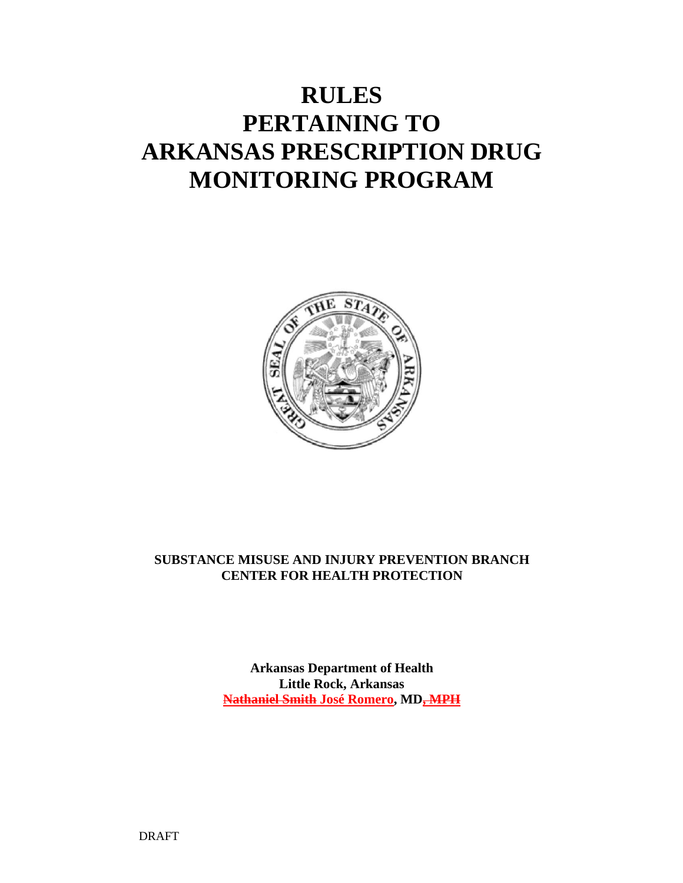# RULES
# PERTAINING TO
# ARKANSAS PRESCRIPTION DRUG MONITORING PROGRAM

**SUBSTANCE MISUSE AND INJURY PREVENTION BRANCH**
**CENTER FOR HEALTH PROTECTION**

**Arkansas Department of Health**
**Little Rock, Arkansas**
**~~Nathaniel Smith~~ José Romero, MD~~, MPH~~**

DRAFT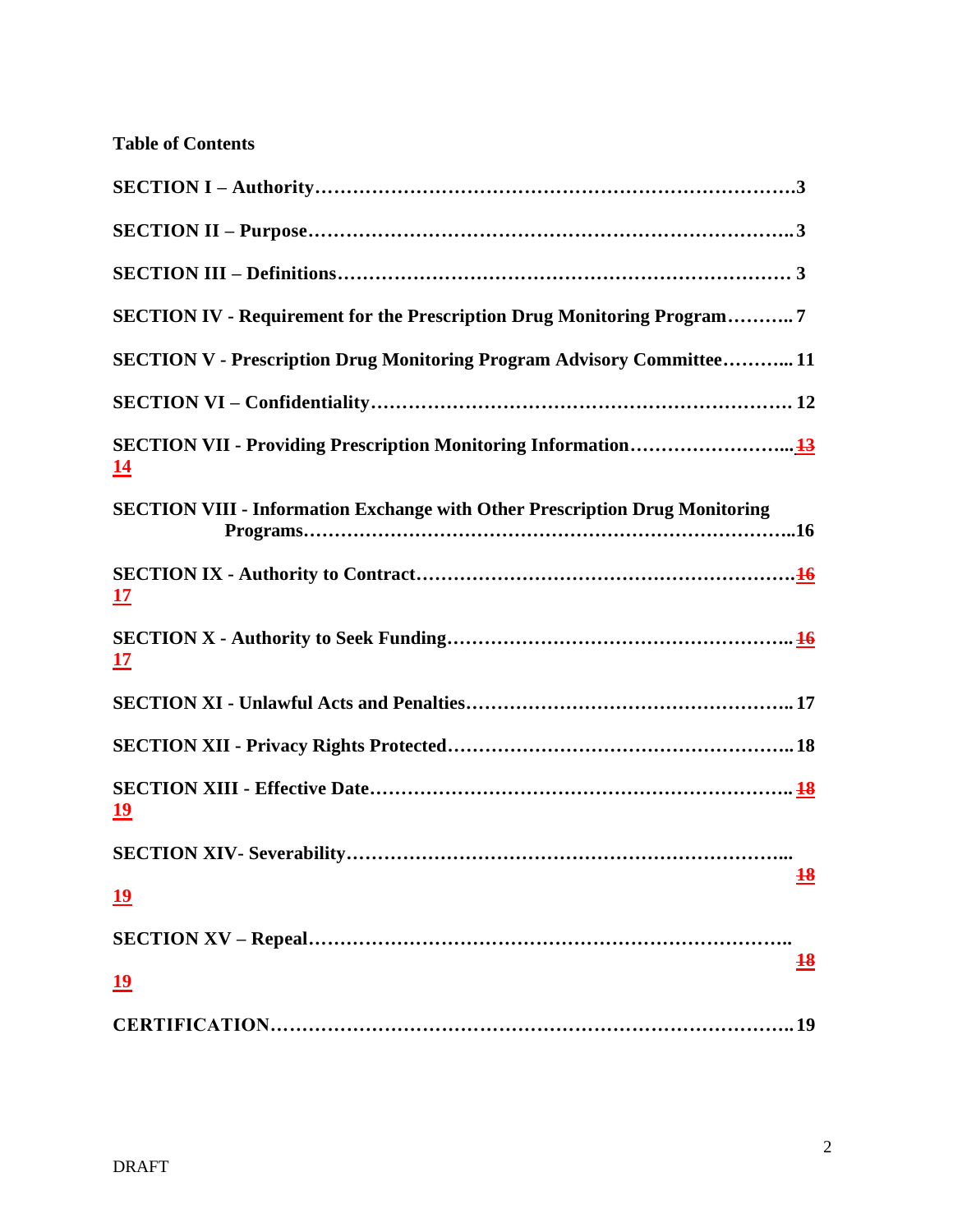**Table of Contents**

**SECTION I – Authority……………………………………………………………….3**

**SECTION II – Purpose……………………………………………………………….3**

**SECTION III – Definitions………………………………………………………… 3**

**SECTION IV - Requirement for the Prescription Drug Monitoring Program……….. 7**

**SECTION V - Prescription Drug Monitoring Program Advisory Committee……….. 11**

**SECTION VI – Confidentiality…………………………………………………… 12**

**SECTION VII - Providing Prescription Monitoring Information……………………..~~13~~ 14**

**SECTION VIII - Information Exchange with Other Prescription Drug Monitoring Programs……………………………………………………………………..16**

**SECTION IX - Authority to Contract………………………………………………..~~16~~ 17**

**SECTION X - Authority to Seek Funding………………………………………….. ~~16~~ 17**

**SECTION XI - Unlawful Acts and Penalties……………………………………….. 17**

**SECTION XII - Privacy Rights Protected………………………………………….. 18**

**SECTION XIII - Effective Date…………………………………………………….. ~~18~~ 19**

**SECTION XIV- Severability……………………………………………………….. ~~18~~ 19**

**SECTION XV – Repeal…………………………………………………………….. ~~18~~ 19**

**CERTIFICATION……………………………………………………………………..19**

DRAFT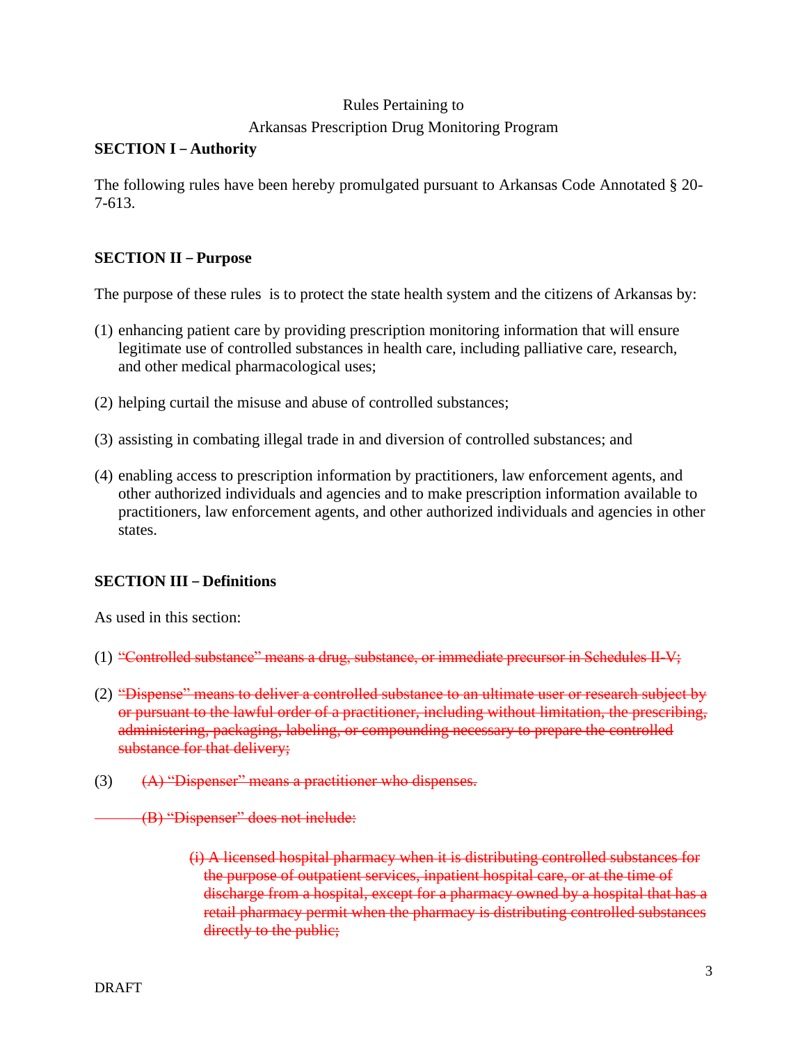Rules Pertaining to

Arkansas Prescription Drug Monitoring Program

**SECTION I – Authority**

The following rules have been hereby promulgated pursuant to Arkansas Code Annotated § 20-7-613.

**SECTION II – Purpose**

The purpose of these rules is to protect the state health system and the citizens of Arkansas by:

(1) enhancing patient care by providing prescription monitoring information that will ensure legitimate use of controlled substances in health care, including palliative care, research, and other medical pharmacological uses;

(2) helping curtail the misuse and abuse of controlled substances;

(3) assisting in combating illegal trade in and diversion of controlled substances; and

(4) enabling access to prescription information by practitioners, law enforcement agents, and other authorized individuals and agencies and to make prescription information available to practitioners, law enforcement agents, and other authorized individuals and agencies in other states.

**SECTION III – Definitions**

As used in this section:

(1) ~~"Controlled substance" means a drug, substance, or immediate precursor in Schedules II-V;~~

(2) ~~"Dispense" means to deliver a controlled substance to an ultimate user or research subject by or pursuant to the lawful order of a practitioner, including without limitation, the prescribing, administering, packaging, labeling, or compounding necessary to prepare the controlled substance for that delivery;~~

(3) ~~(A) "Dispenser" means a practitioner who dispenses.~~

~~(B) "Dispenser" does not include:~~

~~(i) A licensed hospital pharmacy when it is distributing controlled substances for the purpose of outpatient services, inpatient hospital care, or at the time of discharge from a hospital, except for a pharmacy owned by a hospital that has a retail pharmacy permit when the pharmacy is distributing controlled substances directly to the public;~~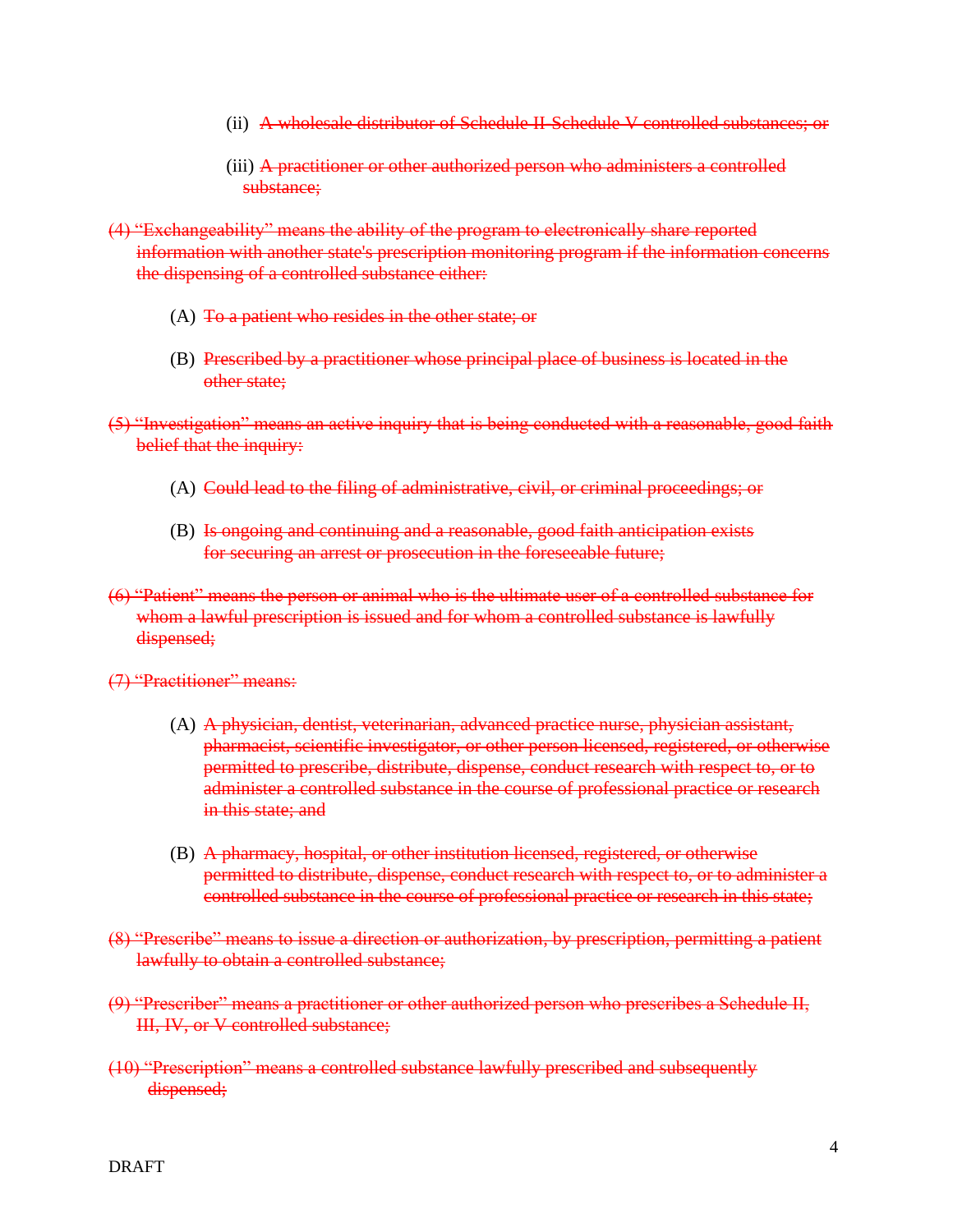(ii) ~~A wholesale distributor of Schedule II-Schedule V controlled substances; or~~

(iii) ~~A practitioner or other authorized person who administers a controlled substance;~~

~~(4) "Exchangeability" means the ability of the program to electronically share reported information with another state's prescription monitoring program if the information concerns the dispensing of a controlled substance either:~~

(A) ~~To a patient who resides in the other state; or~~

(B) ~~Prescribed by a practitioner whose principal place of business is located in the other state;~~

~~(5) "Investigation" means an active inquiry that is being conducted with a reasonable, good faith belief that the inquiry:~~

(A) ~~Could lead to the filing of administrative, civil, or criminal proceedings; or~~

(B) ~~Is ongoing and continuing and a reasonable, good faith anticipation exists for securing an arrest or prosecution in the foreseeable future;~~

~~(6) "Patient" means the person or animal who is the ultimate user of a controlled substance for whom a lawful prescription is issued and for whom a controlled substance is lawfully dispensed;~~

~~(7) "Practitioner" means:~~

(A) ~~A physician, dentist, veterinarian, advanced practice nurse, physician assistant, pharmacist, scientific investigator, or other person licensed, registered, or otherwise permitted to prescribe, distribute, dispense, conduct research with respect to, or to administer a controlled substance in the course of professional practice or research in this state; and~~

(B) ~~A pharmacy, hospital, or other institution licensed, registered, or otherwise permitted to distribute, dispense, conduct research with respect to, or to administer a controlled substance in the course of professional practice or research in this state;~~

~~(8) "Prescribe" means to issue a direction or authorization, by prescription, permitting a patient lawfully to obtain a controlled substance;~~

~~(9) "Prescriber" means a practitioner or other authorized person who prescribes a Schedule II, III, IV, or V controlled substance;~~

~~(10) "Prescription" means a controlled substance lawfully prescribed and subsequently dispensed;~~

DRAFT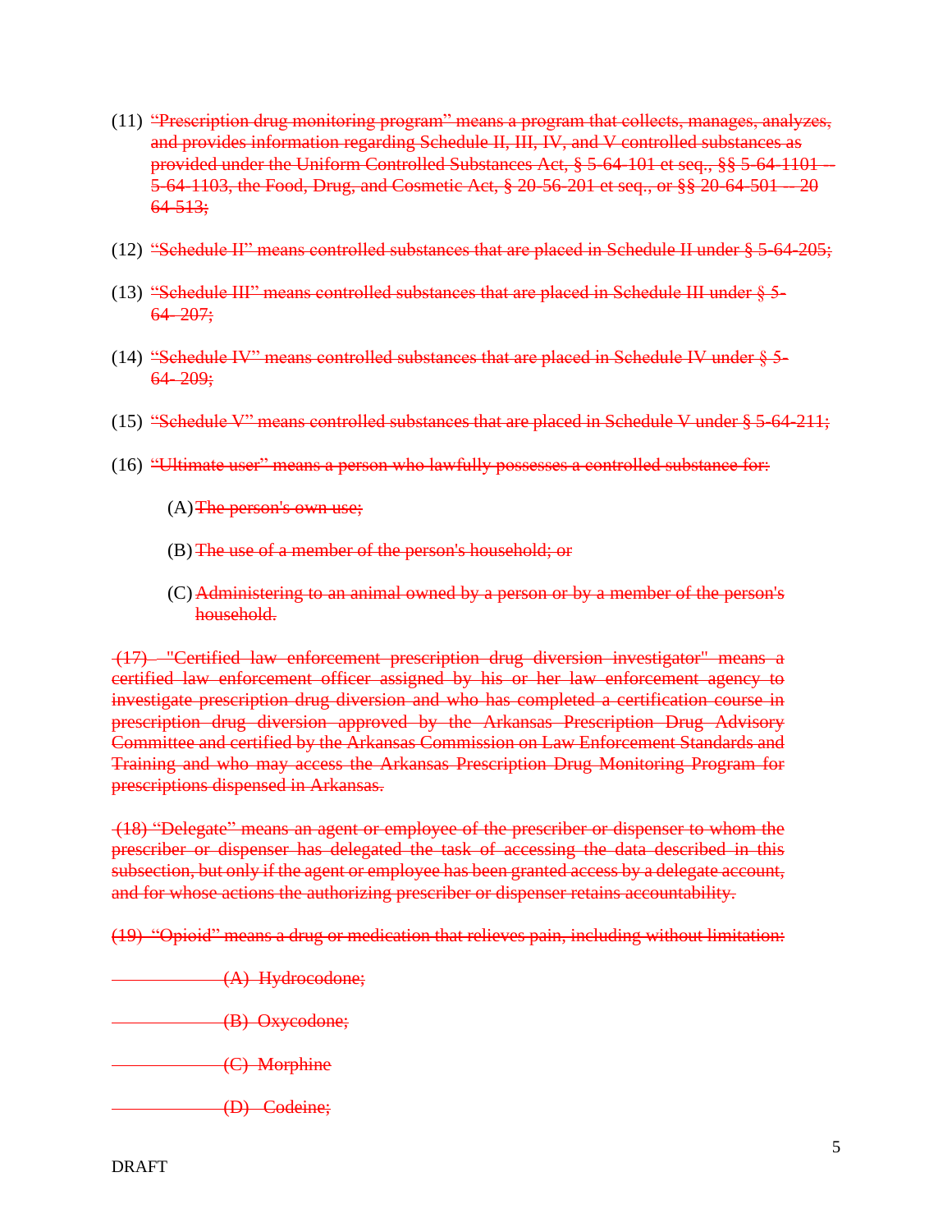(11) ~~"Prescription drug monitoring program" means a program that collects, manages, analyzes, and provides information regarding Schedule II, III, IV, and V controlled substances as provided under the Uniform Controlled Substances Act, § 5-64-101 et seq., §§ 5-64-1101 -- 5-64-1103, the Food, Drug, and Cosmetic Act, § 20-56-201 et seq., or §§ 20-64-501 -- 20 64-513;~~

(12) ~~"Schedule II" means controlled substances that are placed in Schedule II under § 5-64-205;~~

(13) ~~"Schedule III" means controlled substances that are placed in Schedule III under § 5-64- 207;~~

(14) ~~"Schedule IV" means controlled substances that are placed in Schedule IV under § 5-64- 209;~~

(15) ~~"Schedule V" means controlled substances that are placed in Schedule V under § 5-64-211;~~

(16) ~~"Ultimate user" means a person who lawfully possesses a controlled substance for:~~

(A) ~~The person's own use;~~

(B) ~~The use of a member of the person's household; or~~

(C) ~~Administering to an animal owned by a person or by a member of the person's household.~~

~~(17) "Certified law enforcement prescription drug diversion investigator" means a certified law enforcement officer assigned by his or her law enforcement agency to investigate prescription drug diversion and who has completed a certification course in prescription drug diversion approved by the Arkansas Prescription Drug Advisory Committee and certified by the Arkansas Commission on Law Enforcement Standards and Training and who may access the Arkansas Prescription Drug Monitoring Program for prescriptions dispensed in Arkansas.~~

~~(18) "Delegate" means an agent or employee of the prescriber or dispenser to whom the prescriber or dispenser has delegated the task of accessing the data described in this subsection, but only if the agent or employee has been granted access by a delegate account, and for whose actions the authorizing prescriber or dispenser retains accountability.~~

~~(19) "Opioid" means a drug or medication that relieves pain, including without limitation:~~

~~(A) Hydrocodone;~~

~~(B) Oxycodone;~~

~~(C) Morphine~~

~~(D) Codeine;~~

DRAFT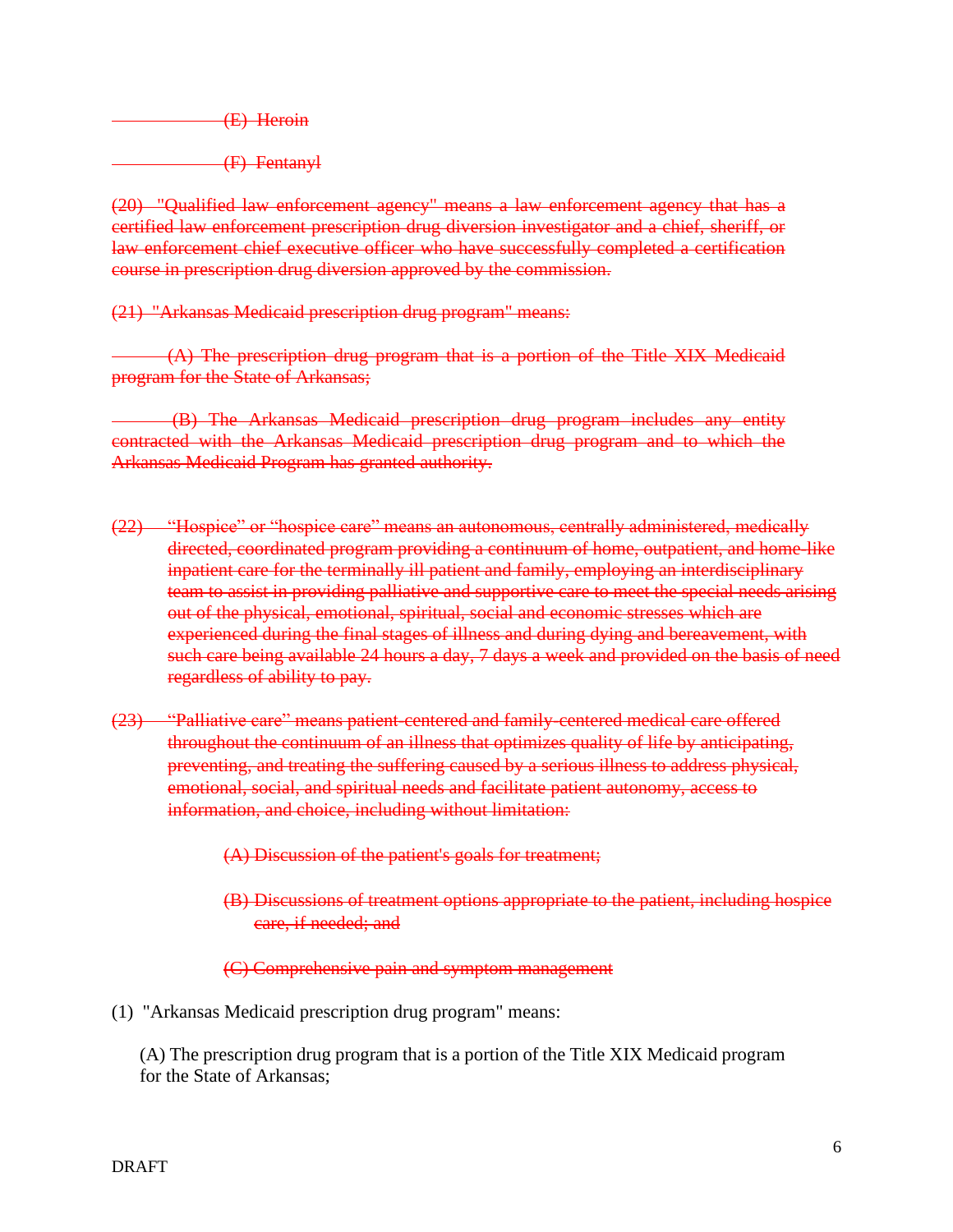~~(E) Heroin~~

~~(F) Fentanyl~~

~~(20) "Qualified law enforcement agency" means a law enforcement agency that has a certified law enforcement prescription drug diversion investigator and a chief, sheriff, or law enforcement chief executive officer who have successfully completed a certification course in prescription drug diversion approved by the commission.~~

~~(21) "Arkansas Medicaid prescription drug program" means:~~

~~(A) The prescription drug program that is a portion of the Title XIX Medicaid program for the State of Arkansas;~~

~~(B) The Arkansas Medicaid prescription drug program includes any entity contracted with the Arkansas Medicaid prescription drug program and to which the Arkansas Medicaid Program has granted authority.~~

~~(22) "Hospice" or "hospice care" means an autonomous, centrally administered, medically directed, coordinated program providing a continuum of home, outpatient, and home-like inpatient care for the terminally ill patient and family, employing an interdisciplinary team to assist in providing palliative and supportive care to meet the special needs arising out of the physical, emotional, spiritual, social and economic stresses which are experienced during the final stages of illness and during dying and bereavement, with such care being available 24 hours a day, 7 days a week and provided on the basis of need regardless of ability to pay.~~

~~(23) "Palliative care" means patient-centered and family-centered medical care offered throughout the continuum of an illness that optimizes quality of life by anticipating, preventing, and treating the suffering caused by a serious illness to address physical, emotional, social, and spiritual needs and facilitate patient autonomy, access to information, and choice, including without limitation:~~

~~(A) Discussion of the patient's goals for treatment;~~

~~(B) Discussions of treatment options appropriate to the patient, including hospice care, if needed; and~~

~~(C) Comprehensive pain and symptom management~~

(1) "Arkansas Medicaid prescription drug program" means:

(A) The prescription drug program that is a portion of the Title XIX Medicaid program for the State of Arkansas;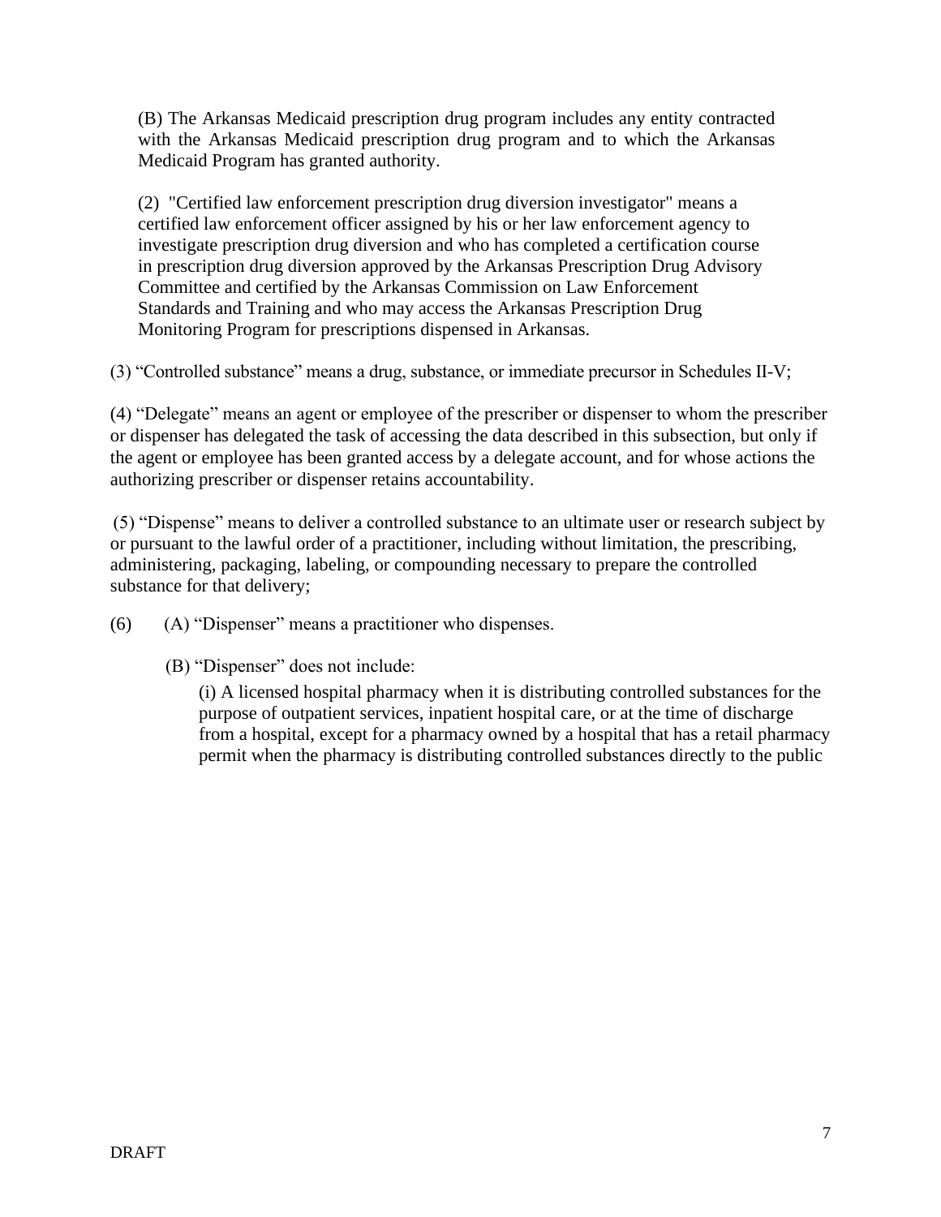(B) The Arkansas Medicaid prescription drug program includes any entity contracted with the Arkansas Medicaid prescription drug program and to which the Arkansas Medicaid Program has granted authority.

(2) "Certified law enforcement prescription drug diversion investigator" means a certified law enforcement officer assigned by his or her law enforcement agency to investigate prescription drug diversion and who has completed a certification course in prescription drug diversion approved by the Arkansas Prescription Drug Advisory Committee and certified by the Arkansas Commission on Law Enforcement Standards and Training and who may access the Arkansas Prescription Drug Monitoring Program for prescriptions dispensed in Arkansas.

(3) "Controlled substance" means a drug, substance, or immediate precursor in Schedules II-V;

(4) "Delegate" means an agent or employee of the prescriber or dispenser to whom the prescriber or dispenser has delegated the task of accessing the data described in this subsection, but only if the agent or employee has been granted access by a delegate account, and for whose actions the authorizing prescriber or dispenser retains accountability.

(5) "Dispense" means to deliver a controlled substance to an ultimate user or research subject by or pursuant to the lawful order of a practitioner, including without limitation, the prescribing, administering, packaging, labeling, or compounding necessary to prepare the controlled substance for that delivery;

(6) (A) "Dispenser" means a practitioner who dispenses.

(B) "Dispenser" does not include:

(i) A licensed hospital pharmacy when it is distributing controlled substances for the purpose of outpatient services, inpatient hospital care, or at the time of discharge from a hospital, except for a pharmacy owned by a hospital that has a retail pharmacy permit when the pharmacy is distributing controlled substances directly to the public

DRAFT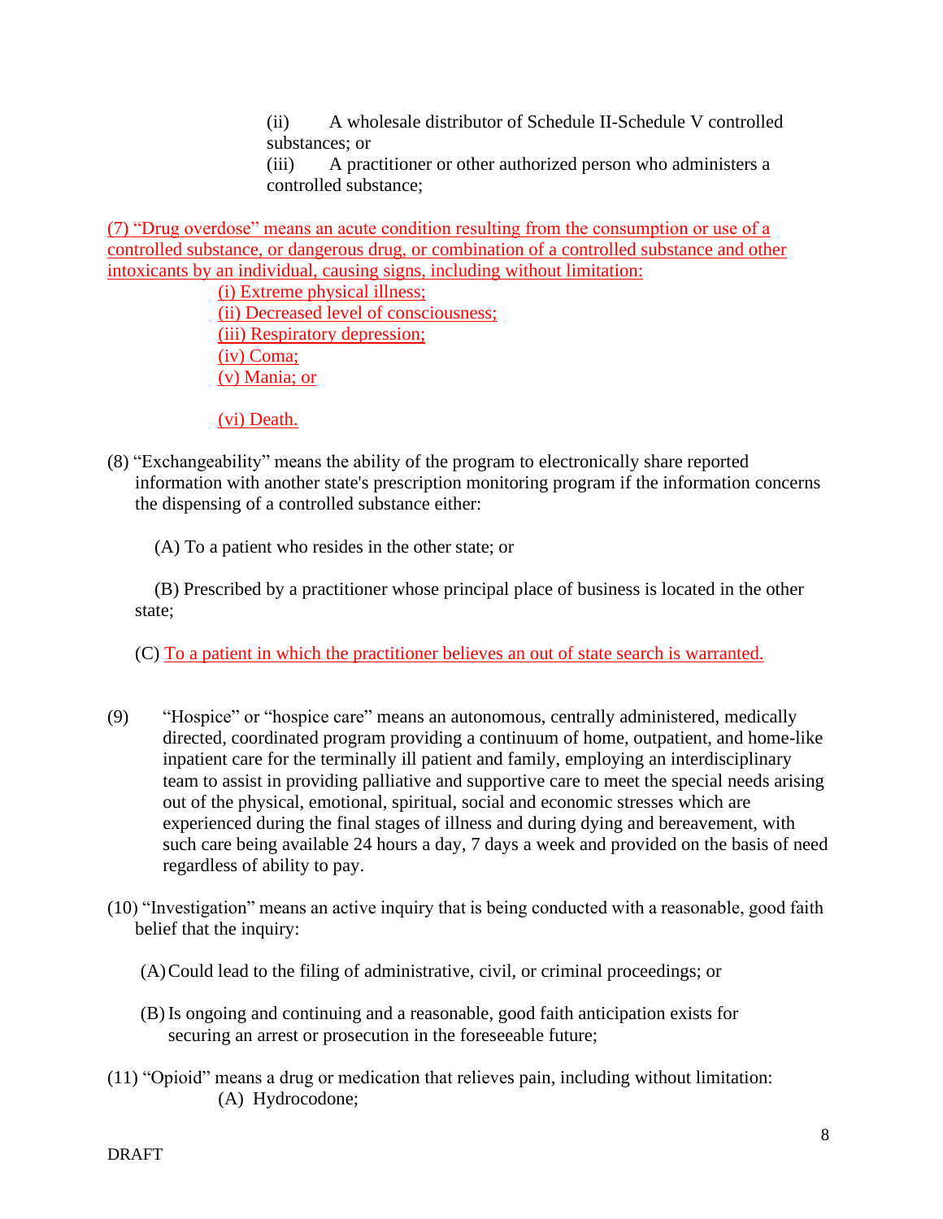(ii) A wholesale distributor of Schedule II-Schedule V controlled substances; or

(iii) A practitioner or other authorized person who administers a controlled substance;

(7) "Drug overdose" means an acute condition resulting from the consumption or use of a controlled substance, or dangerous drug, or combination of a controlled substance and other intoxicants by an individual, causing signs, including without limitation:

(i) Extreme physical illness;

(ii) Decreased level of consciousness;

(iii) Respiratory depression;

(iv) Coma;

(v) Mania; or

(vi) Death.

(8) "Exchangeability" means the ability of the program to electronically share reported information with another state's prescription monitoring program if the information concerns the dispensing of a controlled substance either:

(A) To a patient who resides in the other state; or

(B) Prescribed by a practitioner whose principal place of business is located in the other state;

(C) To a patient in which the practitioner believes an out of state search is warranted.

(9) "Hospice" or "hospice care" means an autonomous, centrally administered, medically directed, coordinated program providing a continuum of home, outpatient, and home-like inpatient care for the terminally ill patient and family, employing an interdisciplinary team to assist in providing palliative and supportive care to meet the special needs arising out of the physical, emotional, spiritual, social and economic stresses which are experienced during the final stages of illness and during dying and bereavement, with such care being available 24 hours a day, 7 days a week and provided on the basis of need regardless of ability to pay.

(10) "Investigation" means an active inquiry that is being conducted with a reasonable, good faith belief that the inquiry:

(A) Could lead to the filing of administrative, civil, or criminal proceedings; or

(B) Is ongoing and continuing and a reasonable, good faith anticipation exists for securing an arrest or prosecution in the foreseeable future;

(11) "Opioid" means a drug or medication that relieves pain, including without limitation:

(A) Hydrocodone;

DRAFT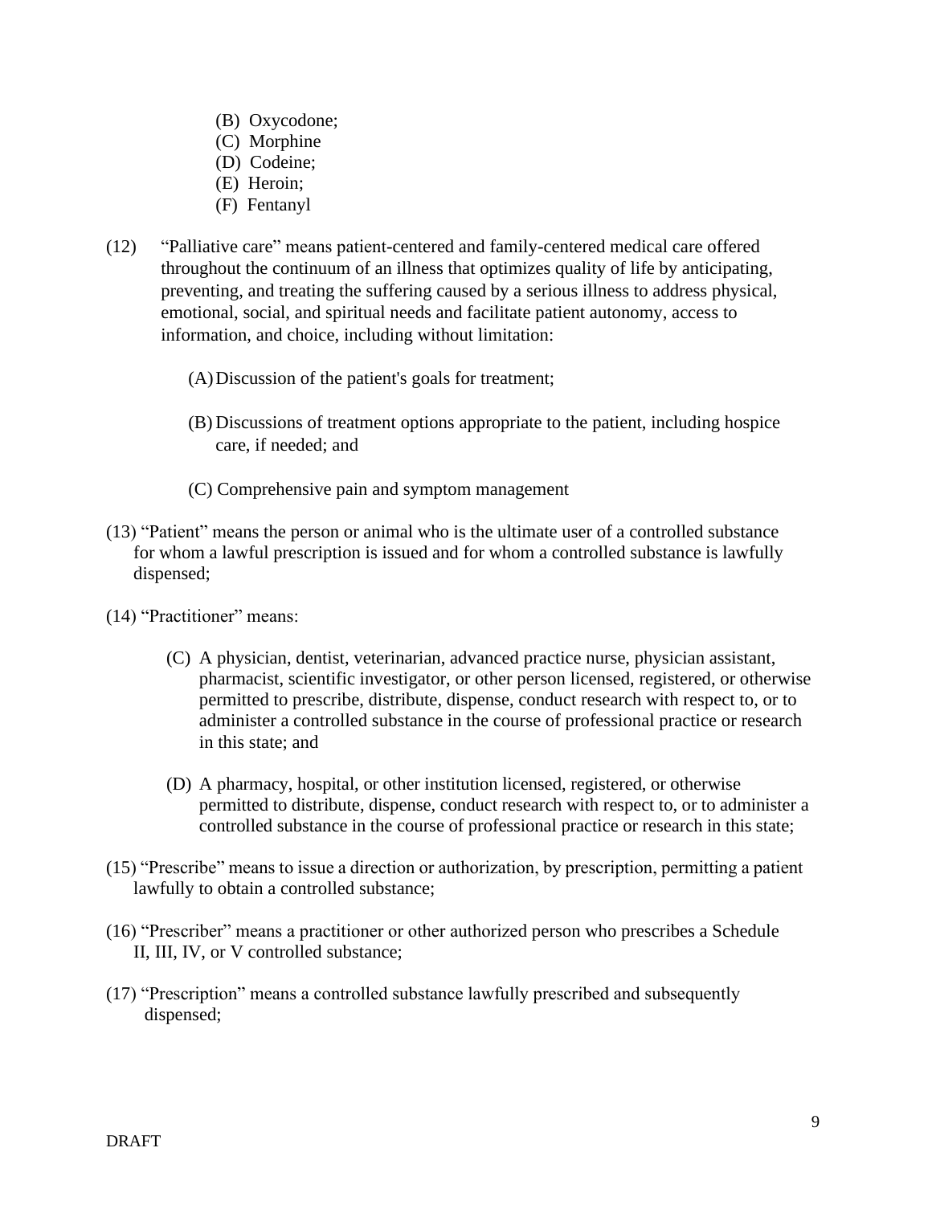(B) Oxycodone;  
(C) Morphine  
(D) Codeine;  
(E) Heroin;  
(F) Fentanyl

(12) "Palliative care" means patient-centered and family-centered medical care offered throughout the continuum of an illness that optimizes quality of life by anticipating, preventing, and treating the suffering caused by a serious illness to address physical, emotional, social, and spiritual needs and facilitate patient autonomy, access to information, and choice, including without limitation:

(A) Discussion of the patient's goals for treatment;

(B) Discussions of treatment options appropriate to the patient, including hospice care, if needed; and

(C) Comprehensive pain and symptom management

(13) "Patient" means the person or animal who is the ultimate user of a controlled substance for whom a lawful prescription is issued and for whom a controlled substance is lawfully dispensed;

(14) "Practitioner" means:

(C) A physician, dentist, veterinarian, advanced practice nurse, physician assistant, pharmacist, scientific investigator, or other person licensed, registered, or otherwise permitted to prescribe, distribute, dispense, conduct research with respect to, or to administer a controlled substance in the course of professional practice or research in this state; and

(D) A pharmacy, hospital, or other institution licensed, registered, or otherwise permitted to distribute, dispense, conduct research with respect to, or to administer a controlled substance in the course of professional practice or research in this state;

(15) "Prescribe" means to issue a direction or authorization, by prescription, permitting a patient lawfully to obtain a controlled substance;

(16) "Prescriber" means a practitioner or other authorized person who prescribes a Schedule II, III, IV, or V controlled substance;

(17) "Prescription" means a controlled substance lawfully prescribed and subsequently dispensed;

DRAFT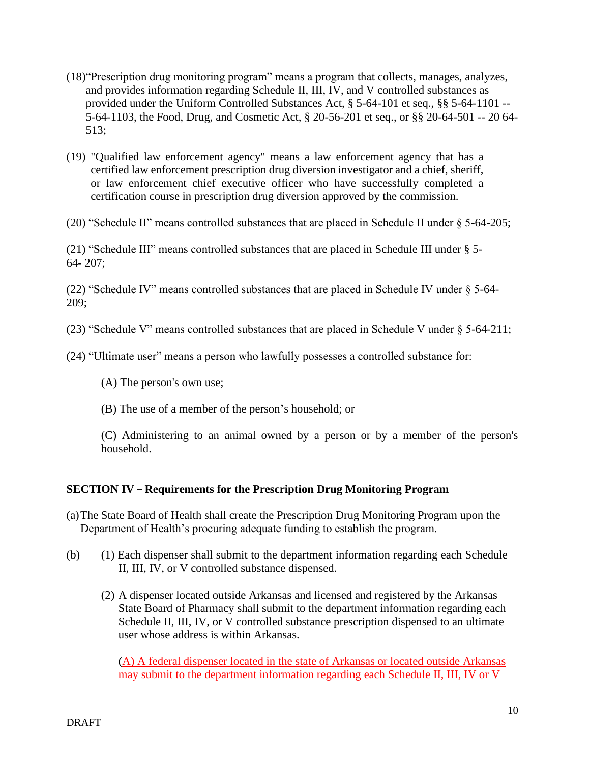(18)“Prescription drug monitoring program” means a program that collects, manages, analyzes, and provides information regarding Schedule II, III, IV, and V controlled substances as provided under the Uniform Controlled Substances Act, § 5-64-101 et seq., §§ 5-64-1101 -- 5-64-1103, the Food, Drug, and Cosmetic Act, § 20-56-201 et seq., or §§ 20-64-501 -- 20 64-513;

(19) "Qualified law enforcement agency" means a law enforcement agency that has a certified law enforcement prescription drug diversion investigator and a chief, sheriff, or law enforcement chief executive officer who have successfully completed a certification course in prescription drug diversion approved by the commission.

(20) “Schedule II” means controlled substances that are placed in Schedule II under § 5-64-205;

(21) “Schedule III” means controlled substances that are placed in Schedule III under § 5-64- 207;

(22) “Schedule IV” means controlled substances that are placed in Schedule IV under § 5-64-209;

(23) “Schedule V” means controlled substances that are placed in Schedule V under § 5-64-211;

(24) “Ultimate user” means a person who lawfully possesses a controlled substance for:

(A) The person's own use;

(B) The use of a member of the person’s household; or

(C) Administering to an animal owned by a person or by a member of the person's household.

**SECTION IV – Requirements for the Prescription Drug Monitoring Program**

(a) The State Board of Health shall create the Prescription Drug Monitoring Program upon the Department of Health’s procuring adequate funding to establish the program.

(b) (1) Each dispenser shall submit to the department information regarding each Schedule II, III, IV, or V controlled substance dispensed.

(2) A dispenser located outside Arkansas and licensed and registered by the Arkansas State Board of Pharmacy shall submit to the department information regarding each Schedule II, III, IV, or V controlled substance prescription dispensed to an ultimate user whose address is within Arkansas.

(A) A federal dispenser located in the state of Arkansas or located outside Arkansas may submit to the department information regarding each Schedule II, III, IV or V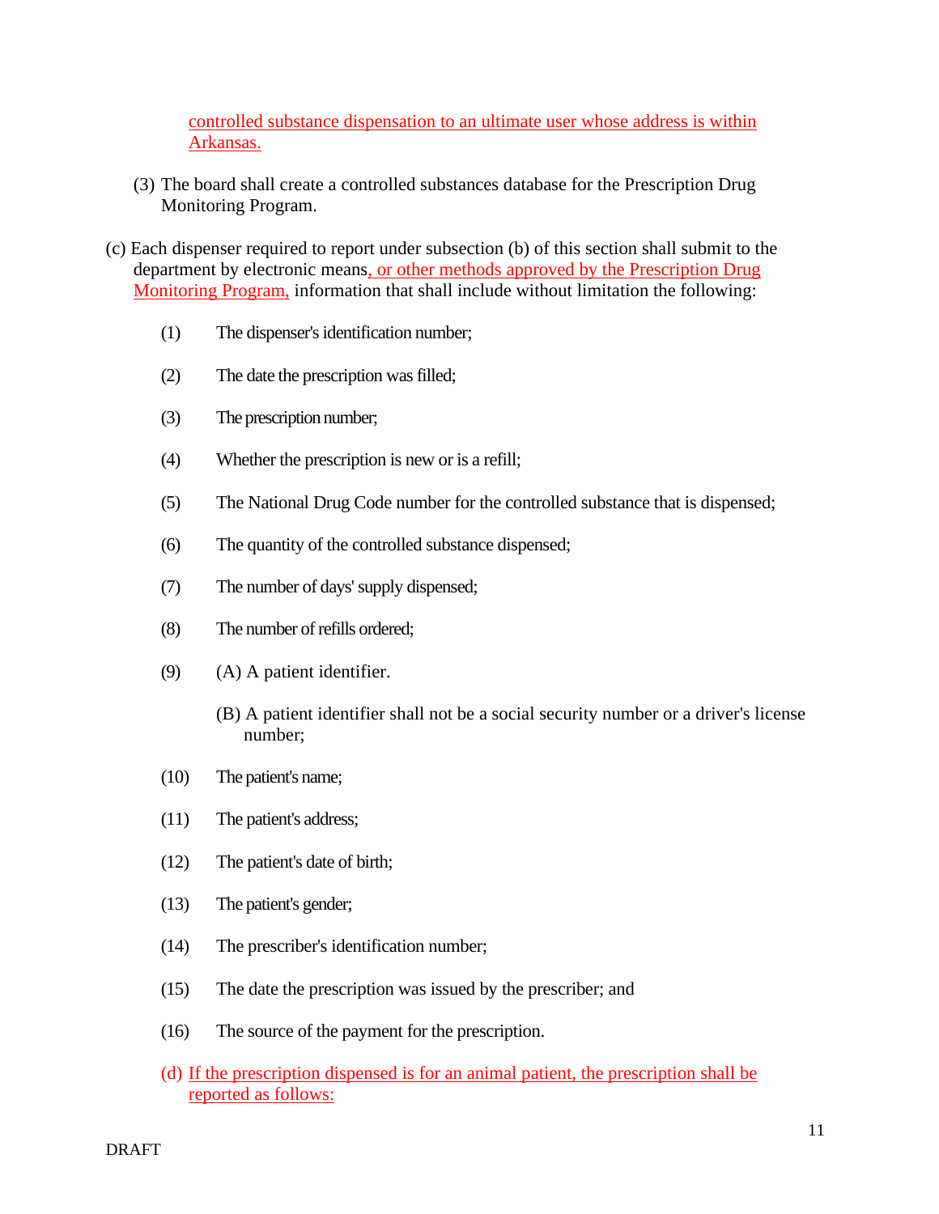controlled substance dispensation to an ultimate user whose address is within Arkansas.

(3) The board shall create a controlled substances database for the Prescription Drug Monitoring Program.

(c) Each dispenser required to report under subsection (b) of this section shall submit to the department by electronic means, or other methods approved by the Prescription Drug Monitoring Program, information that shall include without limitation the following:

(1) The dispenser's identification number;

(2) The date the prescription was filled;

(3) The prescription number;

(4) Whether the prescription is new or is a refill;

(5) The National Drug Code number for the controlled substance that is dispensed;

(6) The quantity of the controlled substance dispensed;

(7) The number of days' supply dispensed;

(8) The number of refills ordered;

(9) (A) A patient identifier.

(B) A patient identifier shall not be a social security number or a driver's license number;

(10) The patient's name;

(11) The patient's address;

(12) The patient's date of birth;

(13) The patient's gender;

(14) The prescriber's identification number;

(15) The date the prescription was issued by the prescriber; and

(16) The source of the payment for the prescription.

(d) If the prescription dispensed is for an animal patient, the prescription shall be reported as follows:

DRAFT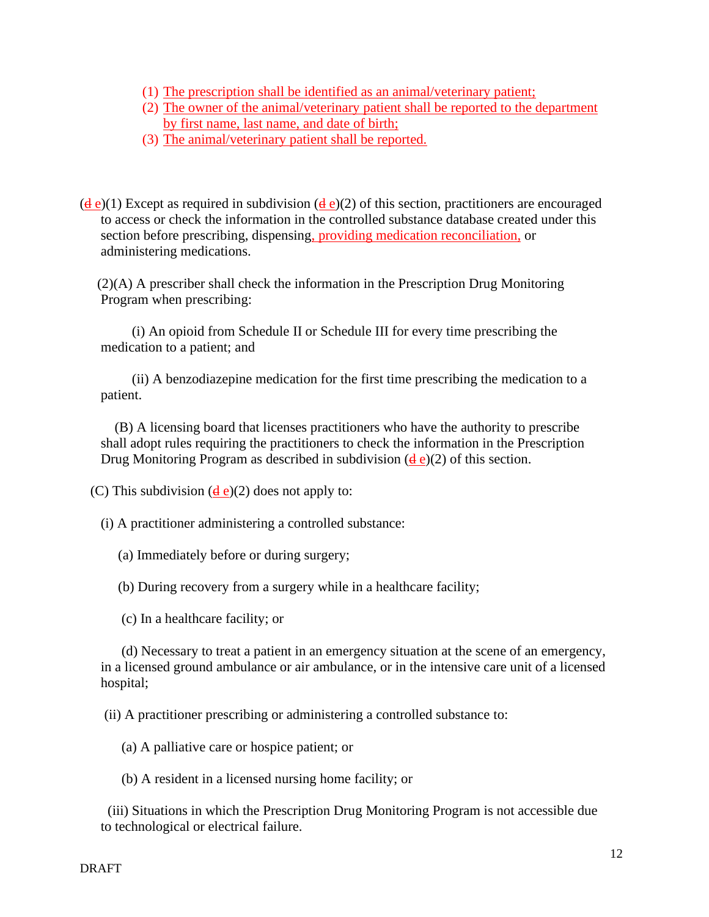(1) The prescription shall be identified as an animal/veterinary patient;
(2) The owner of the animal/veterinary patient shall be reported to the department by first name, last name, and date of birth;
(3) The animal/veterinary patient shall be reported.

(~~d~~ e)(1) Except as required in subdivision (~~d~~ e)(2) of this section, practitioners are encouraged to access or check the information in the controlled substance database created under this section before prescribing, dispensing, providing medication reconciliation, or administering medications.

(2)(A) A prescriber shall check the information in the Prescription Drug Monitoring Program when prescribing:

(i) An opioid from Schedule II or Schedule III for every time prescribing the medication to a patient; and

(ii) A benzodiazepine medication for the first time prescribing the medication to a patient.

(B) A licensing board that licenses practitioners who have the authority to prescribe shall adopt rules requiring the practitioners to check the information in the Prescription Drug Monitoring Program as described in subdivision (~~d~~ e)(2) of this section.

(C) This subdivision (~~d~~ e)(2) does not apply to:

(i) A practitioner administering a controlled substance:

(a) Immediately before or during surgery;

(b) During recovery from a surgery while in a healthcare facility;

(c) In a healthcare facility; or

(d) Necessary to treat a patient in an emergency situation at the scene of an emergency, in a licensed ground ambulance or air ambulance, or in the intensive care unit of a licensed hospital;

(ii) A practitioner prescribing or administering a controlled substance to:

(a) A palliative care or hospice patient; or

(b) A resident in a licensed nursing home facility; or

(iii) Situations in which the Prescription Drug Monitoring Program is not accessible due to technological or electrical failure.

DRAFT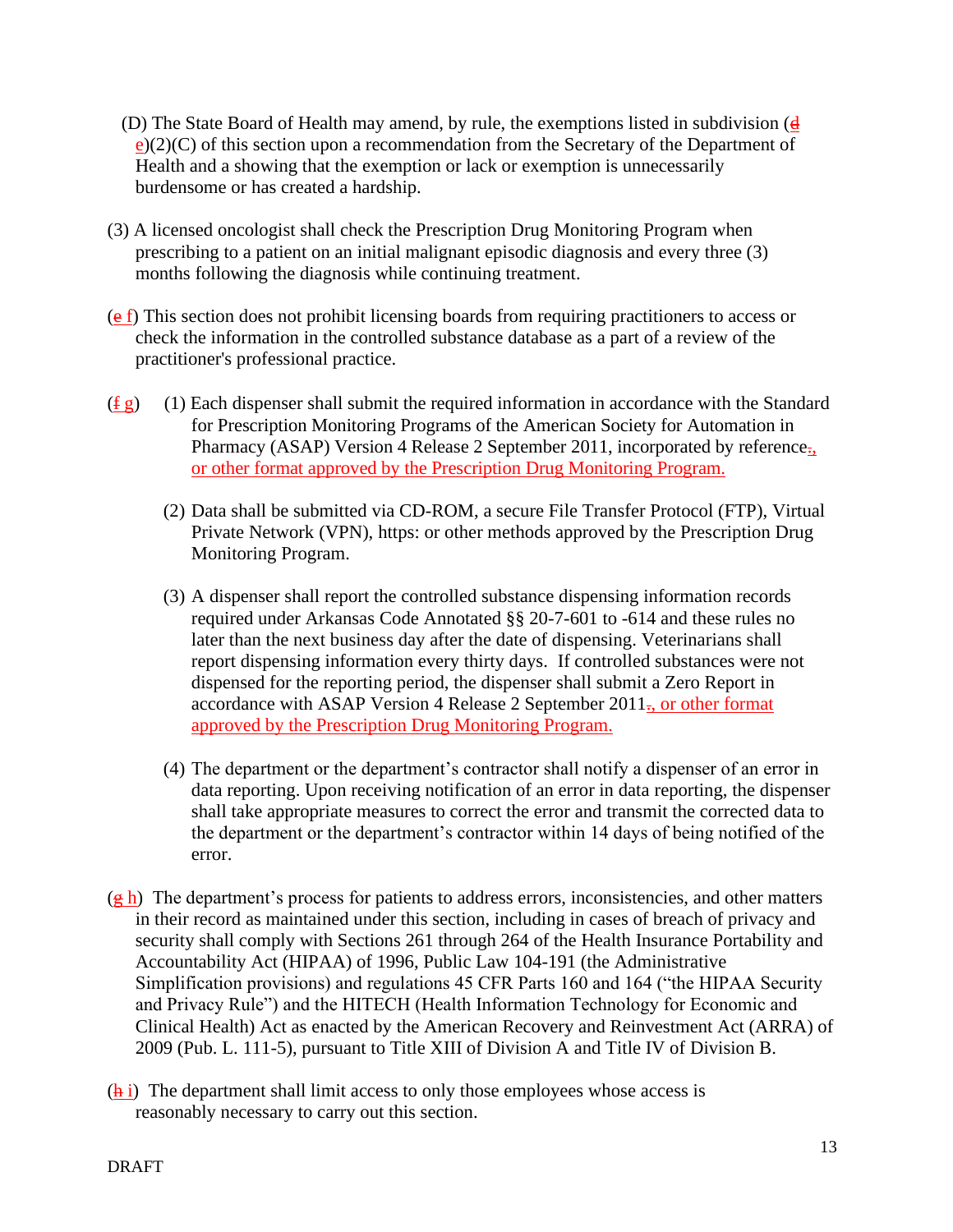(D) The State Board of Health may amend, by rule, the exemptions listed in subdivision (~~d~~ e)(2)(C) of this section upon a recommendation from the Secretary of the Department of Health and a showing that the exemption or lack or exemption is unnecessarily burdensome or has created a hardship.

(3) A licensed oncologist shall check the Prescription Drug Monitoring Program when prescribing to a patient on an initial malignant episodic diagnosis and every three (3) months following the diagnosis while continuing treatment.

(~~e~~ f) This section does not prohibit licensing boards from requiring practitioners to access or check the information in the controlled substance database as a part of a review of the practitioner's professional practice.

(~~f~~ g) (1) Each dispenser shall submit the required information in accordance with the Standard for Prescription Monitoring Programs of the American Society for Automation in Pharmacy (ASAP) Version 4 Release 2 September 2011, incorporated by reference~~.~~, or other format approved by the Prescription Drug Monitoring Program.

(2) Data shall be submitted via CD-ROM, a secure File Transfer Protocol (FTP), Virtual Private Network (VPN), https: or other methods approved by the Prescription Drug Monitoring Program.

(3) A dispenser shall report the controlled substance dispensing information records required under Arkansas Code Annotated §§ 20-7-601 to -614 and these rules no later than the next business day after the date of dispensing. Veterinarians shall report dispensing information every thirty days. If controlled substances were not dispensed for the reporting period, the dispenser shall submit a Zero Report in accordance with ASAP Version 4 Release 2 September 2011~~.~~, or other format approved by the Prescription Drug Monitoring Program.

(4) The department or the department's contractor shall notify a dispenser of an error in data reporting. Upon receiving notification of an error in data reporting, the dispenser shall take appropriate measures to correct the error and transmit the corrected data to the department or the department's contractor within 14 days of being notified of the error.

(~~g~~ h) The department's process for patients to address errors, inconsistencies, and other matters in their record as maintained under this section, including in cases of breach of privacy and security shall comply with Sections 261 through 264 of the Health Insurance Portability and Accountability Act (HIPAA) of 1996, Public Law 104-191 (the Administrative Simplification provisions) and regulations 45 CFR Parts 160 and 164 ("the HIPAA Security and Privacy Rule") and the HITECH (Health Information Technology for Economic and Clinical Health) Act as enacted by the American Recovery and Reinvestment Act (ARRA) of 2009 (Pub. L. 111-5), pursuant to Title XIII of Division A and Title IV of Division B.

(~~h~~ i) The department shall limit access to only those employees whose access is reasonably necessary to carry out this section.

DRAFT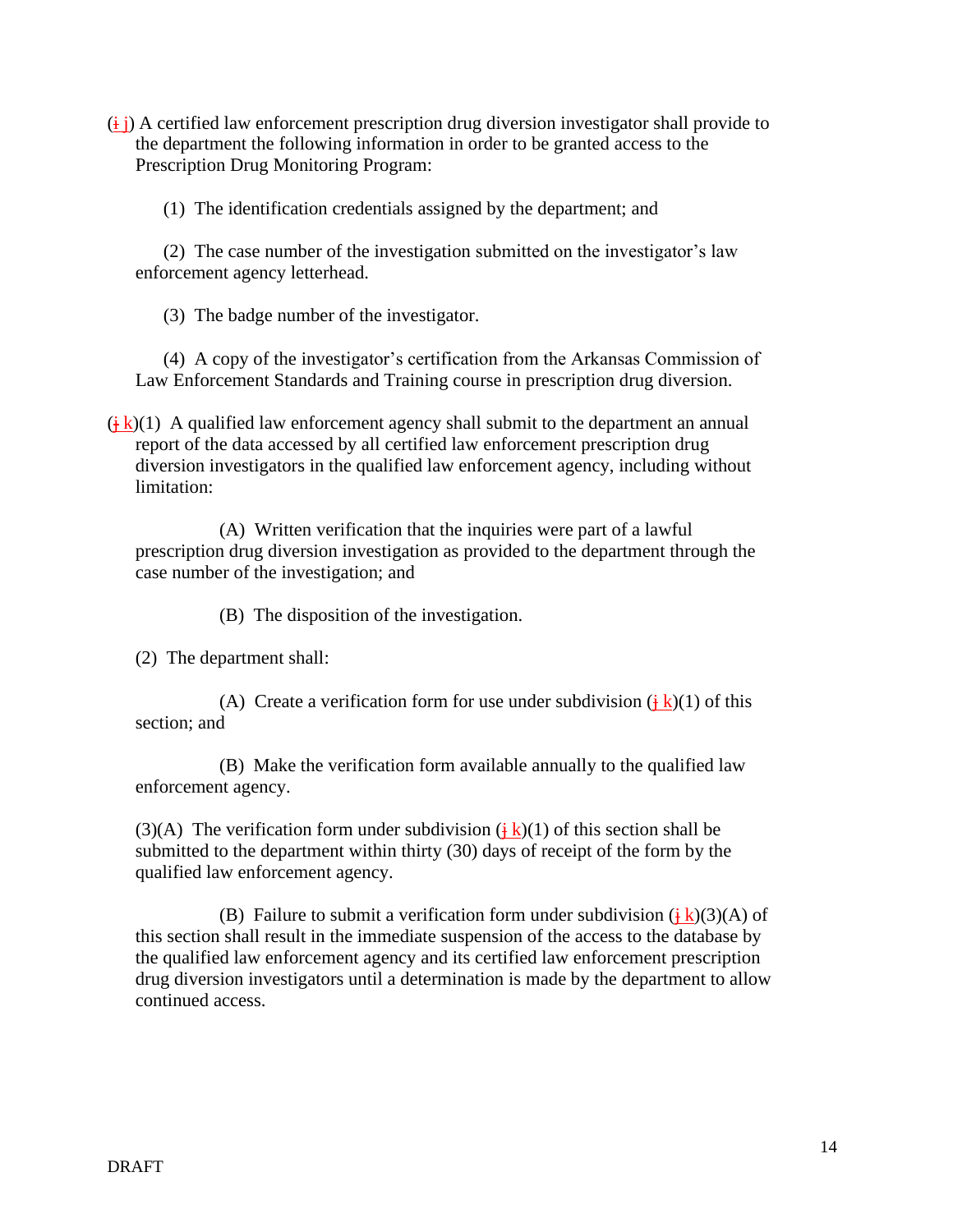(~~i~~ j) A certified law enforcement prescription drug diversion investigator shall provide to the department the following information in order to be granted access to the Prescription Drug Monitoring Program:

(1) The identification credentials assigned by the department; and

(2) The case number of the investigation submitted on the investigator's law enforcement agency letterhead.

(3) The badge number of the investigator.

(4) A copy of the investigator's certification from the Arkansas Commission of Law Enforcement Standards and Training course in prescription drug diversion.

(~~j~~ k)(1) A qualified law enforcement agency shall submit to the department an annual report of the data accessed by all certified law enforcement prescription drug diversion investigators in the qualified law enforcement agency, including without limitation:

(A) Written verification that the inquiries were part of a lawful prescription drug diversion investigation as provided to the department through the case number of the investigation; and

(B) The disposition of the investigation.

(2) The department shall:

(A) Create a verification form for use under subdivision (~~j~~ k)(1) of this section; and

(B) Make the verification form available annually to the qualified law enforcement agency.

(3)(A) The verification form under subdivision (~~j~~ k)(1) of this section shall be submitted to the department within thirty (30) days of receipt of the form by the qualified law enforcement agency.

(B) Failure to submit a verification form under subdivision (~~j~~ k)(3)(A) of this section shall result in the immediate suspension of the access to the database by the qualified law enforcement agency and its certified law enforcement prescription drug diversion investigators until a determination is made by the department to allow continued access.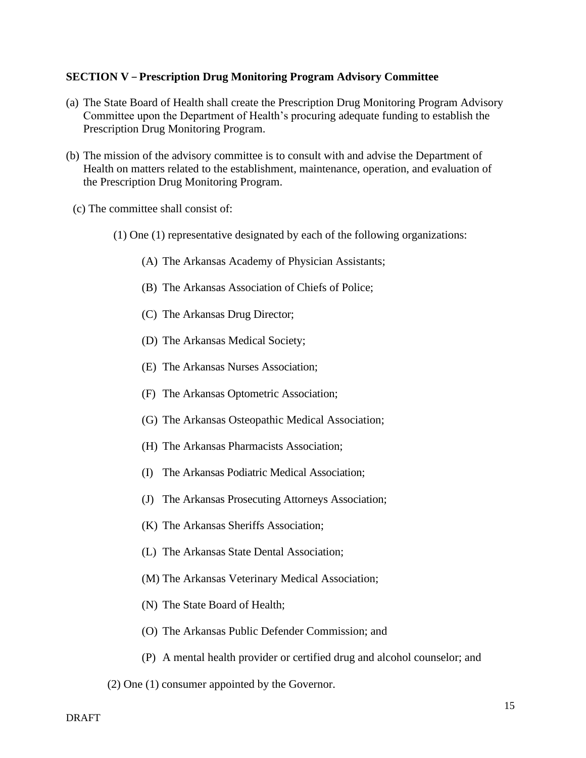**SECTION V – Prescription Drug Monitoring Program Advisory Committee**

(a) The State Board of Health shall create the Prescription Drug Monitoring Program Advisory Committee upon the Department of Health's procuring adequate funding to establish the Prescription Drug Monitoring Program.

(b) The mission of the advisory committee is to consult with and advise the Department of Health on matters related to the establishment, maintenance, operation, and evaluation of the Prescription Drug Monitoring Program.

(c) The committee shall consist of:

(1) One (1) representative designated by each of the following organizations:

(A) The Arkansas Academy of Physician Assistants;

(B) The Arkansas Association of Chiefs of Police;

(C) The Arkansas Drug Director;

(D) The Arkansas Medical Society;

(E) The Arkansas Nurses Association;

(F) The Arkansas Optometric Association;

(G) The Arkansas Osteopathic Medical Association;

(H) The Arkansas Pharmacists Association;

(I) The Arkansas Podiatric Medical Association;

(J) The Arkansas Prosecuting Attorneys Association;

(K) The Arkansas Sheriffs Association;

(L) The Arkansas State Dental Association;

(M) The Arkansas Veterinary Medical Association;

(N) The State Board of Health;

(O) The Arkansas Public Defender Commission; and

(P) A mental health provider or certified drug and alcohol counselor; and

(2) One (1) consumer appointed by the Governor.

DRAFT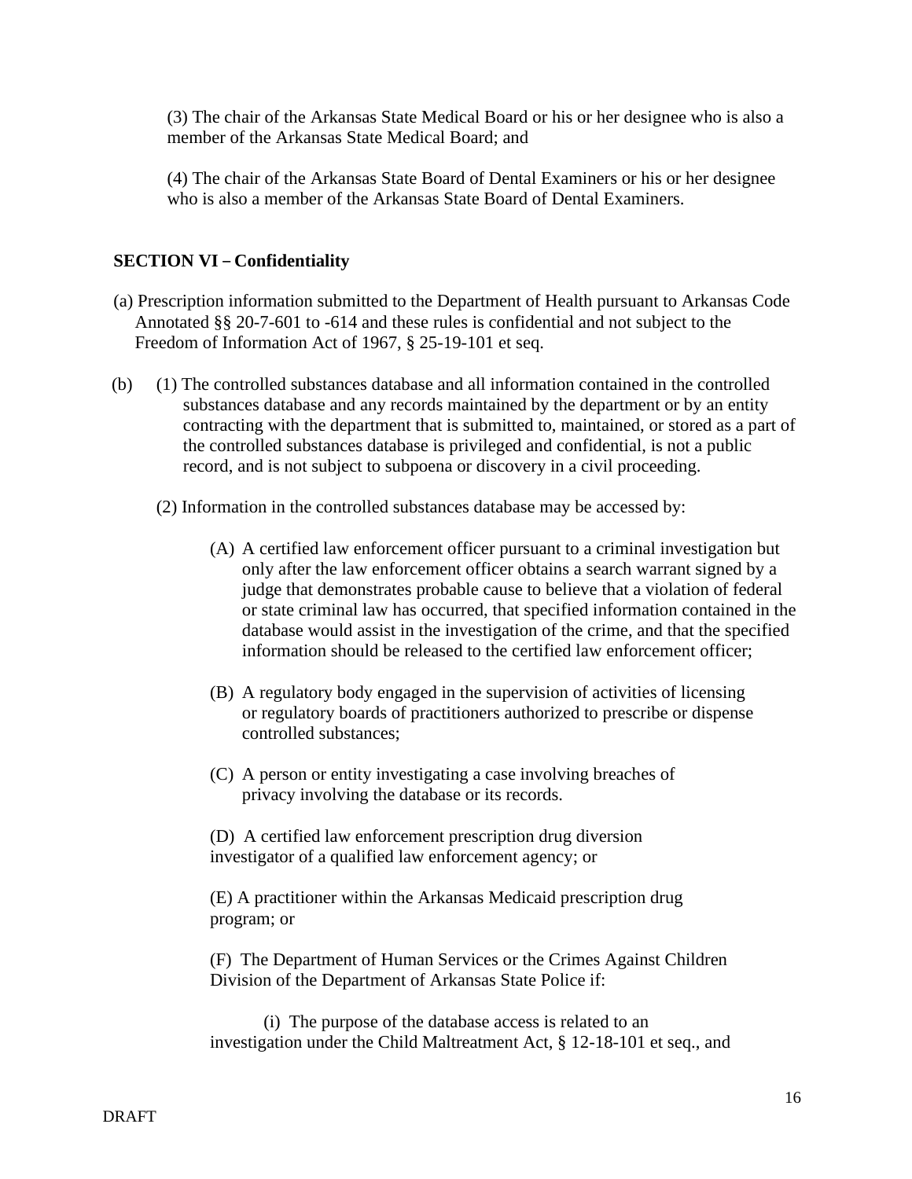(3) The chair of the Arkansas State Medical Board or his or her designee who is also a member of the Arkansas State Medical Board; and

(4) The chair of the Arkansas State Board of Dental Examiners or his or her designee who is also a member of the Arkansas State Board of Dental Examiners.

**SECTION VI – Confidentiality**

(a) Prescription information submitted to the Department of Health pursuant to Arkansas Code Annotated §§ 20-7-601 to -614 and these rules is confidential and not subject to the Freedom of Information Act of 1967, § 25-19-101 et seq.

(b) (1) The controlled substances database and all information contained in the controlled substances database and any records maintained by the department or by an entity contracting with the department that is submitted to, maintained, or stored as a part of the controlled substances database is privileged and confidential, is not a public record, and is not subject to subpoena or discovery in a civil proceeding.

(2) Information in the controlled substances database may be accessed by:

(A) A certified law enforcement officer pursuant to a criminal investigation but only after the law enforcement officer obtains a search warrant signed by a judge that demonstrates probable cause to believe that a violation of federal or state criminal law has occurred, that specified information contained in the database would assist in the investigation of the crime, and that the specified information should be released to the certified law enforcement officer;

(B) A regulatory body engaged in the supervision of activities of licensing or regulatory boards of practitioners authorized to prescribe or dispense controlled substances;

(C) A person or entity investigating a case involving breaches of privacy involving the database or its records.

(D) A certified law enforcement prescription drug diversion investigator of a qualified law enforcement agency; or

(E) A practitioner within the Arkansas Medicaid prescription drug program; or

(F) The Department of Human Services or the Crimes Against Children Division of the Department of Arkansas State Police if:

(i) The purpose of the database access is related to an investigation under the Child Maltreatment Act, § 12-18-101 et seq., and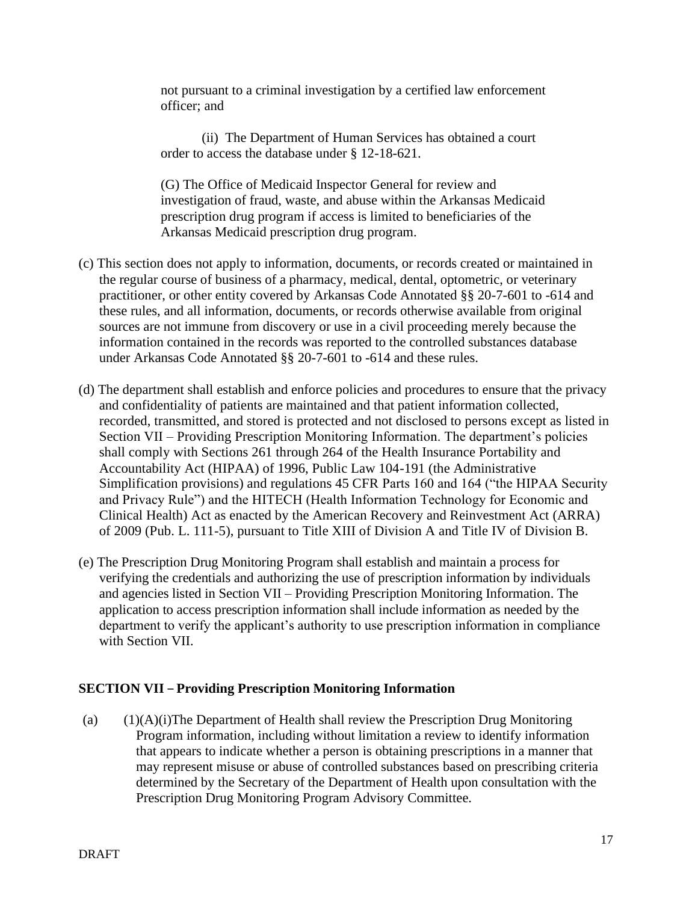not pursuant to a criminal investigation by a certified law enforcement officer; and

(ii) The Department of Human Services has obtained a court order to access the database under § 12-18-621.

(G) The Office of Medicaid Inspector General for review and investigation of fraud, waste, and abuse within the Arkansas Medicaid prescription drug program if access is limited to beneficiaries of the Arkansas Medicaid prescription drug program.

(c) This section does not apply to information, documents, or records created or maintained in the regular course of business of a pharmacy, medical, dental, optometric, or veterinary practitioner, or other entity covered by Arkansas Code Annotated §§ 20-7-601 to -614 and these rules, and all information, documents, or records otherwise available from original sources are not immune from discovery or use in a civil proceeding merely because the information contained in the records was reported to the controlled substances database under Arkansas Code Annotated §§ 20-7-601 to -614 and these rules.

(d) The department shall establish and enforce policies and procedures to ensure that the privacy and confidentiality of patients are maintained and that patient information collected, recorded, transmitted, and stored is protected and not disclosed to persons except as listed in Section VII – Providing Prescription Monitoring Information. The department's policies shall comply with Sections 261 through 264 of the Health Insurance Portability and Accountability Act (HIPAA) of 1996, Public Law 104-191 (the Administrative Simplification provisions) and regulations 45 CFR Parts 160 and 164 ("the HIPAA Security and Privacy Rule") and the HITECH (Health Information Technology for Economic and Clinical Health) Act as enacted by the American Recovery and Reinvestment Act (ARRA) of 2009 (Pub. L. 111-5), pursuant to Title XIII of Division A and Title IV of Division B.

(e) The Prescription Drug Monitoring Program shall establish and maintain a process for verifying the credentials and authorizing the use of prescription information by individuals and agencies listed in Section VII – Providing Prescription Monitoring Information. The application to access prescription information shall include information as needed by the department to verify the applicant's authority to use prescription information in compliance with Section VII.

**SECTION VII – Providing Prescription Monitoring Information**

(a) (1)(A)(i)The Department of Health shall review the Prescription Drug Monitoring Program information, including without limitation a review to identify information that appears to indicate whether a person is obtaining prescriptions in a manner that may represent misuse or abuse of controlled substances based on prescribing criteria determined by the Secretary of the Department of Health upon consultation with the Prescription Drug Monitoring Program Advisory Committee.

DRAFT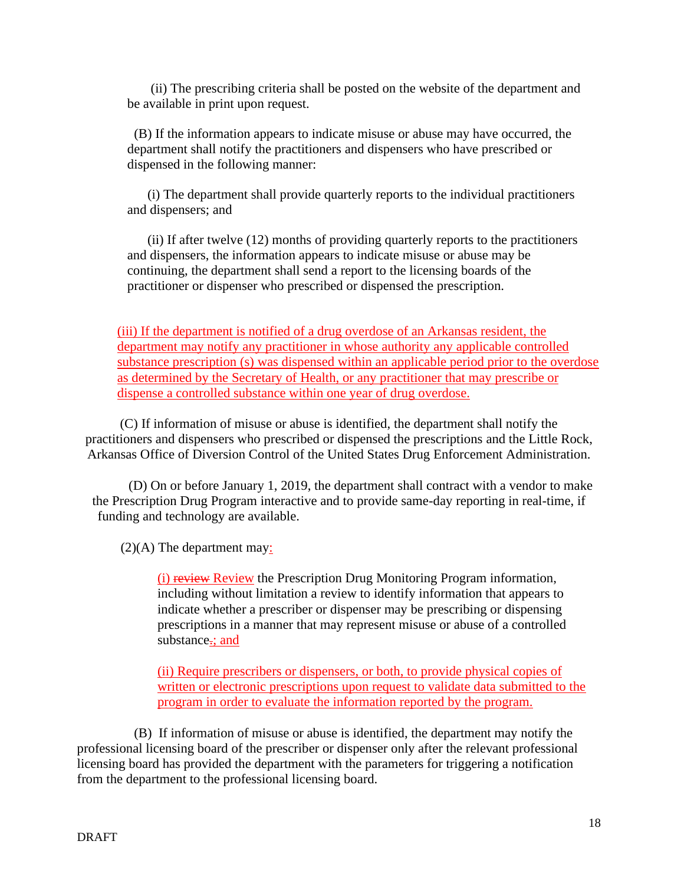(ii) The prescribing criteria shall be posted on the website of the department and be available in print upon request.

(B) If the information appears to indicate misuse or abuse may have occurred, the department shall notify the practitioners and dispensers who have prescribed or dispensed in the following manner:

(i) The department shall provide quarterly reports to the individual practitioners and dispensers; and

(ii) If after twelve (12) months of providing quarterly reports to the practitioners and dispensers, the information appears to indicate misuse or abuse may be continuing, the department shall send a report to the licensing boards of the practitioner or dispenser who prescribed or dispensed the prescription.

<u>(iii) If the department is notified of a drug overdose of an Arkansas resident, the department may notify any practitioner in whose authority any applicable controlled substance prescription (s) was dispensed within an applicable period prior to the overdose as determined by the Secretary of Health, or any practitioner that may prescribe or dispense a controlled substance within one year of drug overdose.</u>

(C) If information of misuse or abuse is identified, the department shall notify the practitioners and dispensers who prescribed or dispensed the prescriptions and the Little Rock, Arkansas Office of Diversion Control of the United States Drug Enforcement Administration.

(D) On or before January 1, 2019, the department shall contract with a vendor to make the Prescription Drug Program interactive and to provide same-day reporting in real-time, if funding and technology are available.

(2)(A) The department may<u>:</u>

<u>(i)</u> ~~review~~ <u>Review</u> the Prescription Drug Monitoring Program information, including without limitation a review to identify information that appears to indicate whether a prescriber or dispenser may be prescribing or dispensing prescriptions in a manner that may represent misuse or abuse of a controlled substance~~.~~<u>; and</u>

<u>(ii) Require prescribers or dispensers, or both, to provide physical copies of written or electronic prescriptions upon request to validate data submitted to the program in order to evaluate the information reported by the program.</u>

(B) If information of misuse or abuse is identified, the department may notify the professional licensing board of the prescriber or dispenser only after the relevant professional licensing board has provided the department with the parameters for triggering a notification from the department to the professional licensing board.

DRAFT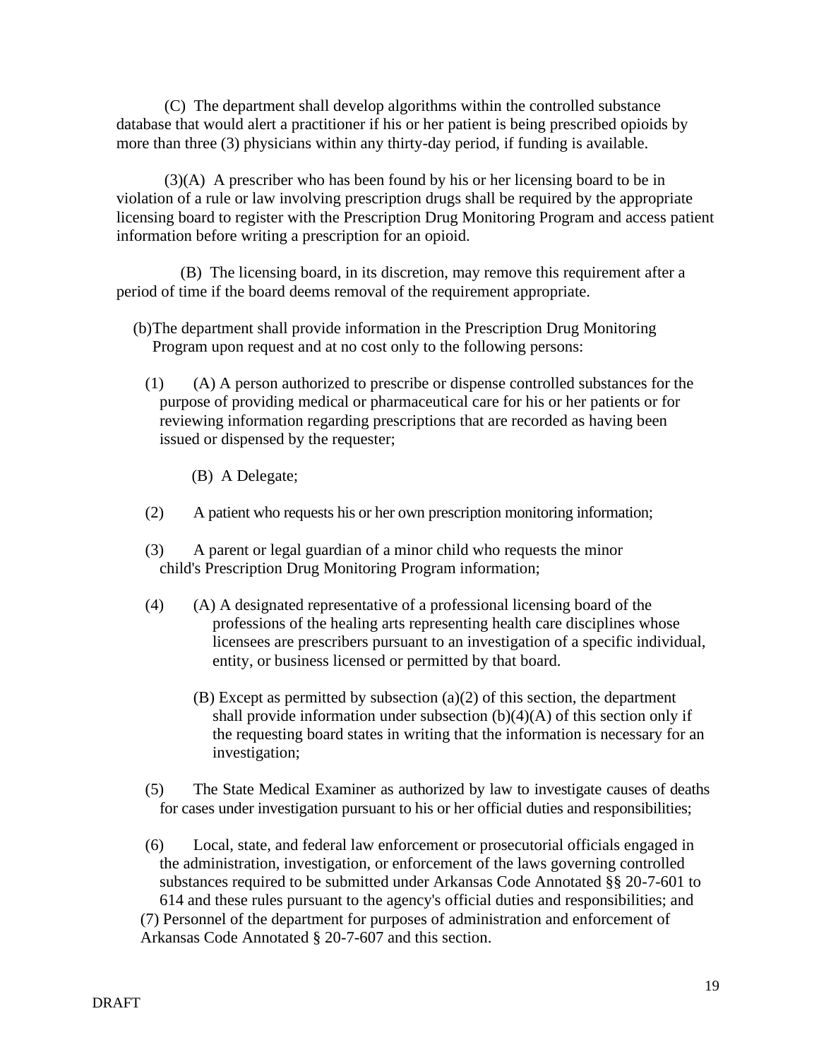(C) The department shall develop algorithms within the controlled substance database that would alert a practitioner if his or her patient is being prescribed opioids by more than three (3) physicians within any thirty-day period, if funding is available.

(3)(A) A prescriber who has been found by his or her licensing board to be in violation of a rule or law involving prescription drugs shall be required by the appropriate licensing board to register with the Prescription Drug Monitoring Program and access patient information before writing a prescription for an opioid.

(B) The licensing board, in its discretion, may remove this requirement after a period of time if the board deems removal of the requirement appropriate.

(b)The department shall provide information in the Prescription Drug Monitoring Program upon request and at no cost only to the following persons:

(1) (A) A person authorized to prescribe or dispense controlled substances for the purpose of providing medical or pharmaceutical care for his or her patients or for reviewing information regarding prescriptions that are recorded as having been issued or dispensed by the requester;

(B) A Delegate;

(2) A patient who requests his or her own prescription monitoring information;

(3) A parent or legal guardian of a minor child who requests the minor child's Prescription Drug Monitoring Program information;

(4) (A) A designated representative of a professional licensing board of the professions of the healing arts representing health care disciplines whose licensees are prescribers pursuant to an investigation of a specific individual, entity, or business licensed or permitted by that board.

(B) Except as permitted by subsection (a)(2) of this section, the department shall provide information under subsection (b)(4)(A) of this section only if the requesting board states in writing that the information is necessary for an investigation;

(5) The State Medical Examiner as authorized by law to investigate causes of deaths for cases under investigation pursuant to his or her official duties and responsibilities;

(6) Local, state, and federal law enforcement or prosecutorial officials engaged in the administration, investigation, or enforcement of the laws governing controlled substances required to be submitted under Arkansas Code Annotated §§ 20-7-601 to 614 and these rules pursuant to the agency's official duties and responsibilities; and

(7) Personnel of the department for purposes of administration and enforcement of Arkansas Code Annotated § 20-7-607 and this section.

DRAFT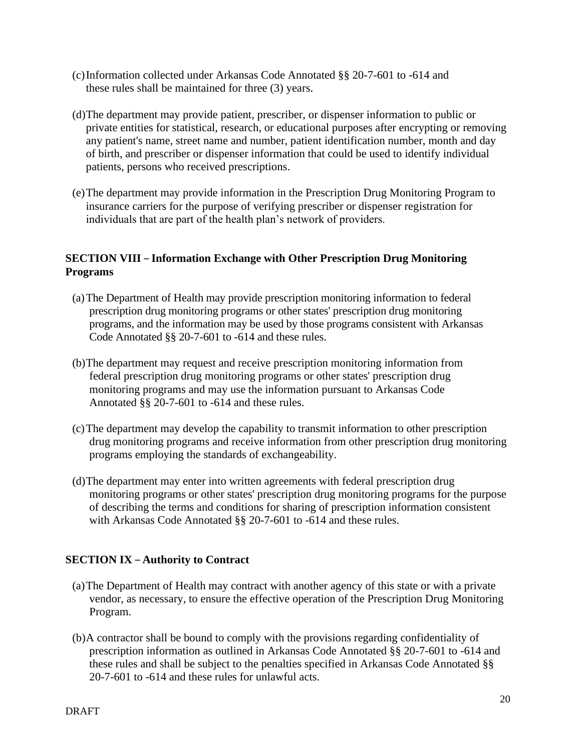(c) Information collected under Arkansas Code Annotated §§ 20-7-601 to -614 and these rules shall be maintained for three (3) years.

(d) The department may provide patient, prescriber, or dispenser information to public or private entities for statistical, research, or educational purposes after encrypting or removing any patient's name, street name and number, patient identification number, month and day of birth, and prescriber or dispenser information that could be used to identify individual patients, persons who received prescriptions.

(e) The department may provide information in the Prescription Drug Monitoring Program to insurance carriers for the purpose of verifying prescriber or dispenser registration for individuals that are part of the health plan's network of providers.

**SECTION VIII – Information Exchange with Other Prescription Drug Monitoring Programs**

(a) The Department of Health may provide prescription monitoring information to federal prescription drug monitoring programs or other states' prescription drug monitoring programs, and the information may be used by those programs consistent with Arkansas Code Annotated §§ 20-7-601 to -614 and these rules.

(b) The department may request and receive prescription monitoring information from federal prescription drug monitoring programs or other states' prescription drug monitoring programs and may use the information pursuant to Arkansas Code Annotated §§ 20-7-601 to -614 and these rules.

(c) The department may develop the capability to transmit information to other prescription drug monitoring programs and receive information from other prescription drug monitoring programs employing the standards of exchangeability.

(d) The department may enter into written agreements with federal prescription drug monitoring programs or other states' prescription drug monitoring programs for the purpose of describing the terms and conditions for sharing of prescription information consistent with Arkansas Code Annotated §§ 20-7-601 to -614 and these rules.

**SECTION IX – Authority to Contract**

(a) The Department of Health may contract with another agency of this state or with a private vendor, as necessary, to ensure the effective operation of the Prescription Drug Monitoring Program.

(b) A contractor shall be bound to comply with the provisions regarding confidentiality of prescription information as outlined in Arkansas Code Annotated §§ 20-7-601 to -614 and these rules and shall be subject to the penalties specified in Arkansas Code Annotated §§ 20-7-601 to -614 and these rules for unlawful acts.

DRAFT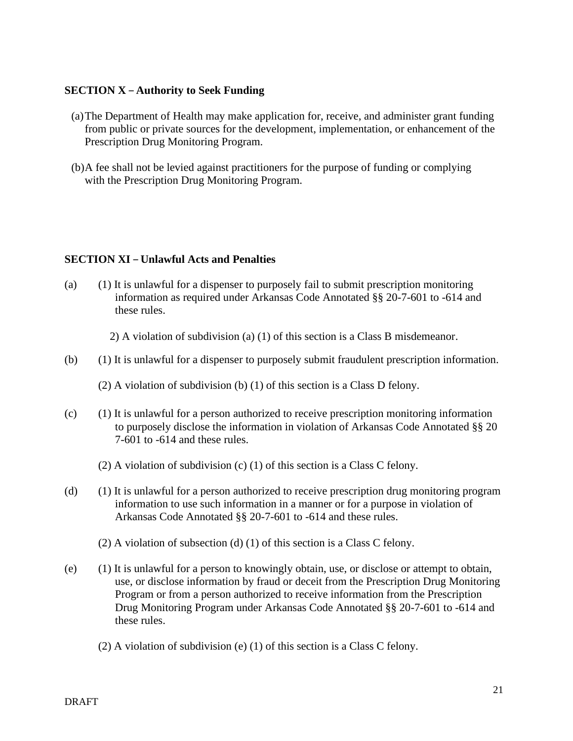**SECTION X – Authority to Seek Funding**

(a) The Department of Health may make application for, receive, and administer grant funding from public or private sources for the development, implementation, or enhancement of the Prescription Drug Monitoring Program.

(b) A fee shall not be levied against practitioners for the purpose of funding or complying with the Prescription Drug Monitoring Program.

**SECTION XI – Unlawful Acts and Penalties**

(a) (1) It is unlawful for a dispenser to purposely fail to submit prescription monitoring information as required under Arkansas Code Annotated §§ 20-7-601 to -614 and these rules.

2) A violation of subdivision (a) (1) of this section is a Class B misdemeanor.

(b) (1) It is unlawful for a dispenser to purposely submit fraudulent prescription information.

(2) A violation of subdivision (b) (1) of this section is a Class D felony.

(c) (1) It is unlawful for a person authorized to receive prescription monitoring information to purposely disclose the information in violation of Arkansas Code Annotated §§ 20 7-601 to -614 and these rules.

(2) A violation of subdivision (c) (1) of this section is a Class C felony.

(d) (1) It is unlawful for a person authorized to receive prescription drug monitoring program information to use such information in a manner or for a purpose in violation of Arkansas Code Annotated §§ 20-7-601 to -614 and these rules.

(2) A violation of subsection (d) (1) of this section is a Class C felony.

(e) (1) It is unlawful for a person to knowingly obtain, use, or disclose or attempt to obtain, use, or disclose information by fraud or deceit from the Prescription Drug Monitoring Program or from a person authorized to receive information from the Prescription Drug Monitoring Program under Arkansas Code Annotated §§ 20-7-601 to -614 and these rules.

(2) A violation of subdivision (e) (1) of this section is a Class C felony.

DRAFT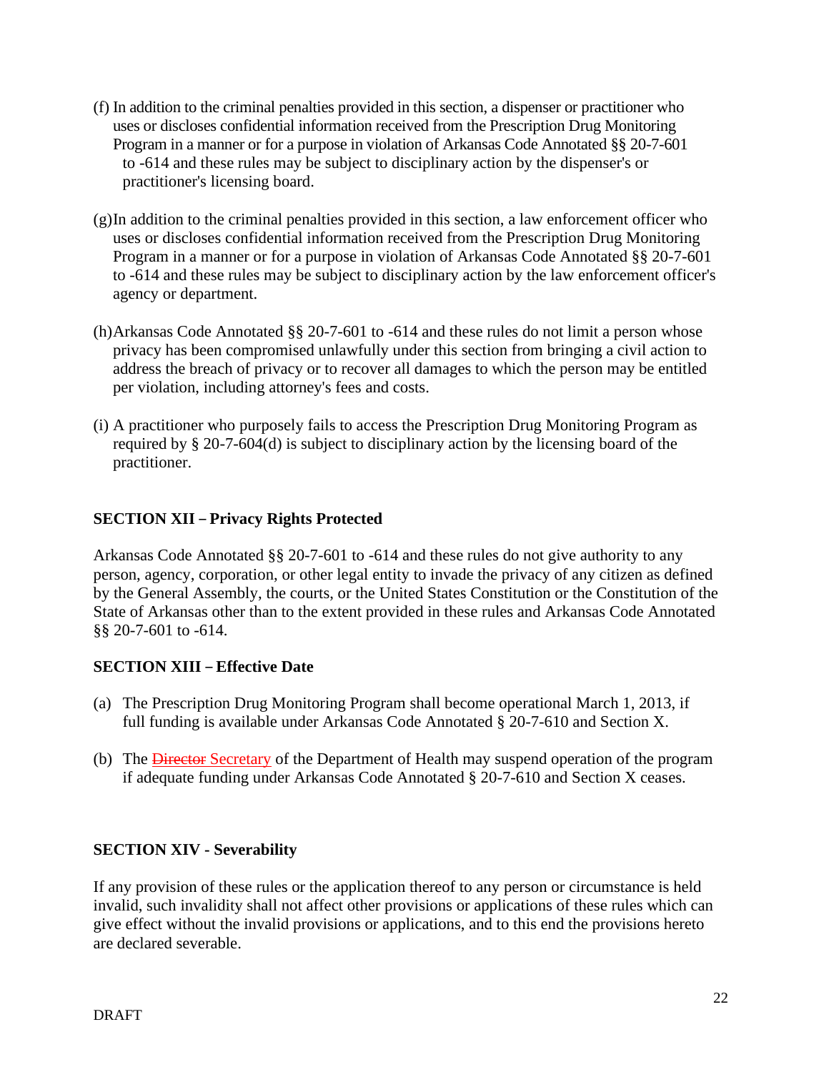(f) In addition to the criminal penalties provided in this section, a dispenser or practitioner who uses or discloses confidential information received from the Prescription Drug Monitoring Program in a manner or for a purpose in violation of Arkansas Code Annotated §§ 20-7-601 to -614 and these rules may be subject to disciplinary action by the dispenser's or practitioner's licensing board.

(g) In addition to the criminal penalties provided in this section, a law enforcement officer who uses or discloses confidential information received from the Prescription Drug Monitoring Program in a manner or for a purpose in violation of Arkansas Code Annotated §§ 20-7-601 to -614 and these rules may be subject to disciplinary action by the law enforcement officer's agency or department.

(h) Arkansas Code Annotated §§ 20-7-601 to -614 and these rules do not limit a person whose privacy has been compromised unlawfully under this section from bringing a civil action to address the breach of privacy or to recover all damages to which the person may be entitled per violation, including attorney's fees and costs.

(i) A practitioner who purposely fails to access the Prescription Drug Monitoring Program as required by § 20-7-604(d) is subject to disciplinary action by the licensing board of the practitioner.

**SECTION XII – Privacy Rights Protected**

Arkansas Code Annotated §§ 20-7-601 to -614 and these rules do not give authority to any person, agency, corporation, or other legal entity to invade the privacy of any citizen as defined by the General Assembly, the courts, or the United States Constitution or the Constitution of the State of Arkansas other than to the extent provided in these rules and Arkansas Code Annotated §§ 20-7-601 to -614.

**SECTION XIII – Effective Date**

(a) The Prescription Drug Monitoring Program shall become operational March 1, 2013, if full funding is available under Arkansas Code Annotated § 20-7-610 and Section X.

(b) The ~~Director~~ Secretary of the Department of Health may suspend operation of the program if adequate funding under Arkansas Code Annotated § 20-7-610 and Section X ceases.

**SECTION XIV - Severability**

If any provision of these rules or the application thereof to any person or circumstance is held invalid, such invalidity shall not affect other provisions or applications of these rules which can give effect without the invalid provisions or applications, and to this end the provisions hereto are declared severable.

DRAFT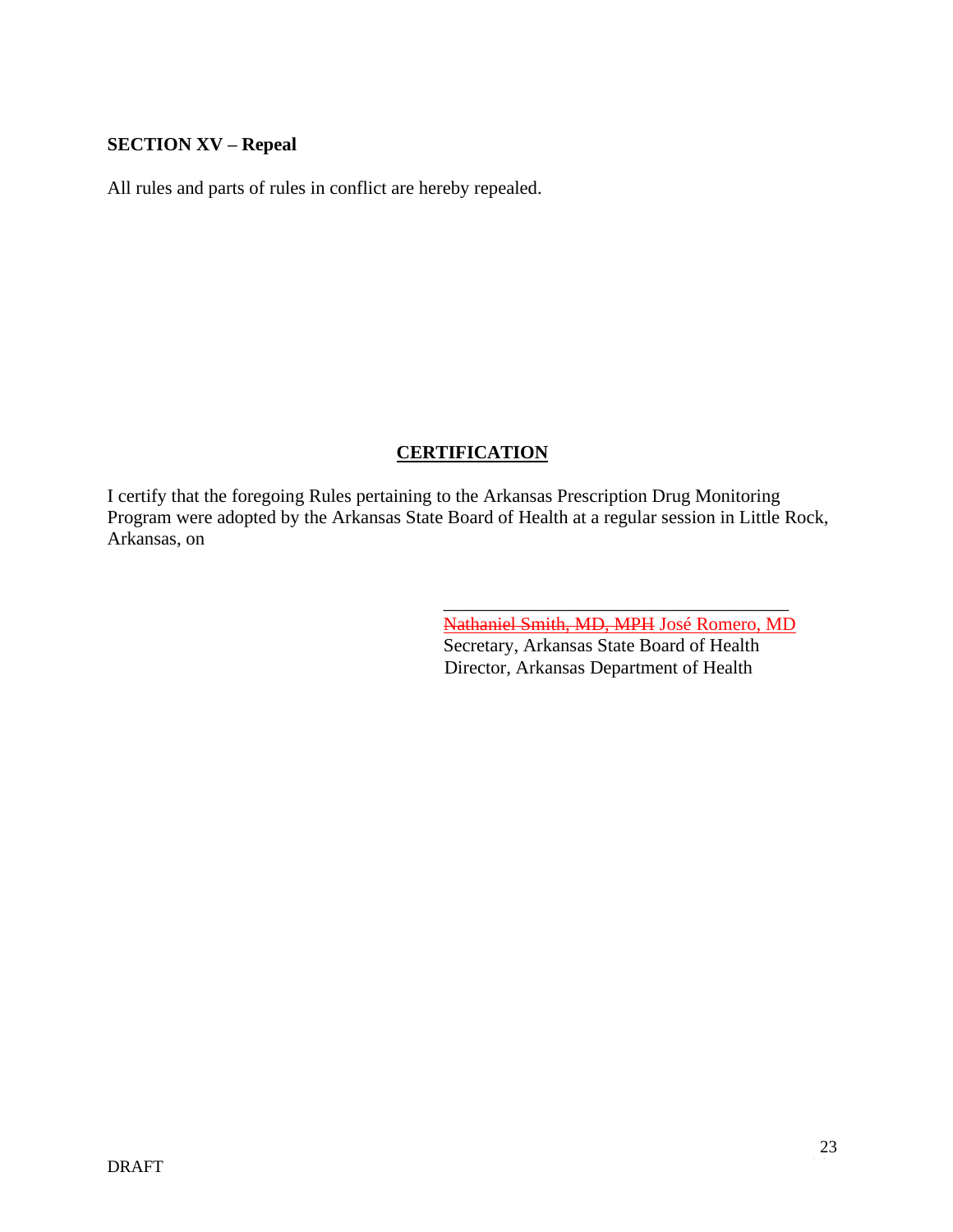**SECTION XV – Repeal**

All rules and parts of rules in conflict are hereby repealed.

**CERTIFICATION**

I certify that the foregoing Rules pertaining to the Arkansas Prescription Drug Monitoring Program were adopted by the Arkansas State Board of Health at a regular session in Little Rock, Arkansas, on

\_\_\_\_\_\_\_\_\_\_\_\_\_\_\_\_\_\_\_\_\_\_\_\_\_\_\_\_\_\_\_\_\_\_\_\_\_\_

~~Nathaniel Smith, MD, MPH~~ José Romero, MD

Secretary, Arkansas State Board of Health

Director, Arkansas Department of Health

DRAFT